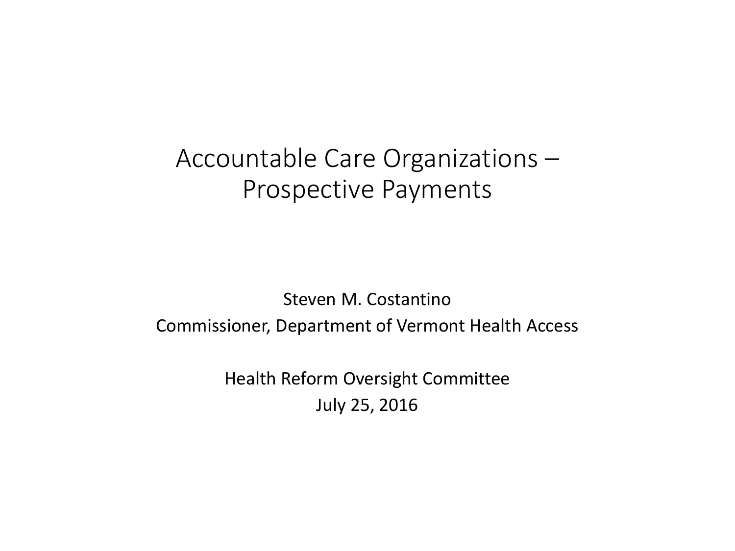# Accountable Care Organizations – Prospective Payments

Steven M. Costantino

Commissioner, Department of Vermont Health Access

Health Reform Oversight Committee

July 25, 2016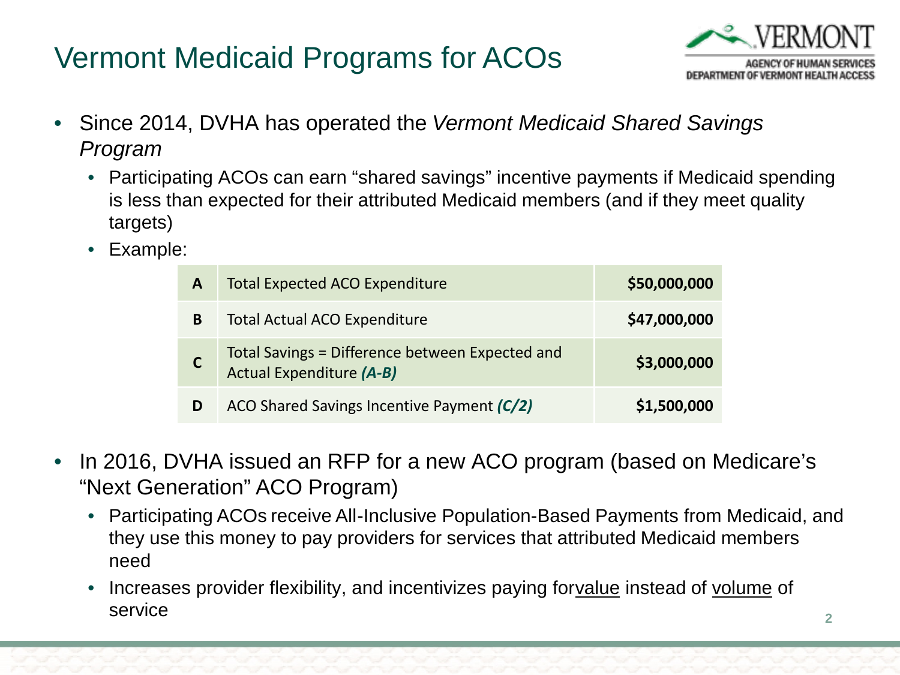# Vermont Medicaid Programs for ACOs

VERMONT
AGENCY OF HUMAN SERVICES
DEPARTMENT OF VERMONT HEALTH ACCESS

- Since 2014, DVHA has operated the *Vermont Medicaid Shared Savings Program*
  - Participating ACOs can earn "shared savings" incentive payments if Medicaid spending is less than expected for their attributed Medicaid members (and if they meet quality targets)
  - Example:

| | | |
|---|---|---|
| **A** | Total Expected ACO Expenditure | **$50,000,000** |
| **B** | Total Actual ACO Expenditure | **$47,000,000** |
| **C** | Total Savings = Difference between Expected and Actual Expenditure ***(A-B)*** | **$3,000,000** |
| **D** | ACO Shared Savings Incentive Payment ***(C/2)*** | **$1,500,000** |

- In 2016, DVHA issued an RFP for a new ACO program (based on Medicare's "Next Generation" ACO Program)
  - Participating ACOs receive All-Inclusive Population-Based Payments from Medicaid, and they use this money to pay providers for services that attributed Medicaid members need
  - Increases provider flexibility, and incentivizes paying forvalue instead of volume of service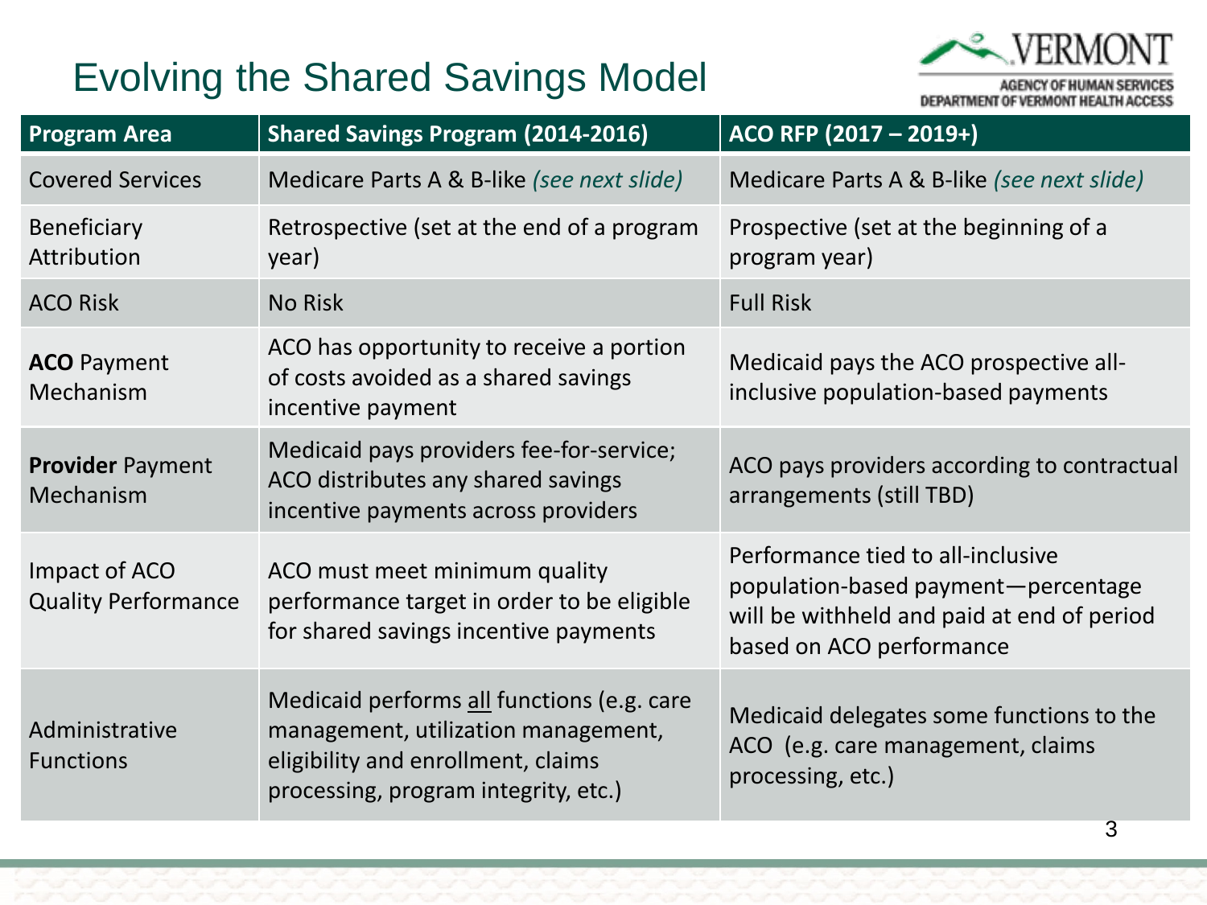# Evolving the Shared Savings Model

| Program Area | Shared Savings Program (2014-2016) | ACO RFP (2017 – 2019+) |
|---|---|---|
| Covered Services | Medicare Parts A & B-like *(see next slide)* | Medicare Parts A & B-like *(see next slide)* |
| Beneficiary Attribution | Retrospective (set at the end of a program year) | Prospective (set at the beginning of a program year) |
| ACO Risk | No Risk | Full Risk |
| **ACO** Payment Mechanism | ACO has opportunity to receive a portion of costs avoided as a shared savings incentive payment | Medicaid pays the ACO prospective all-inclusive population-based payments |
| **Provider** Payment Mechanism | Medicaid pays providers fee-for-service; ACO distributes any shared savings incentive payments across providers | ACO pays providers according to contractual arrangements (still TBD) |
| Impact of ACO Quality Performance | ACO must meet minimum quality performance target in order to be eligible for shared savings incentive payments | Performance tied to all-inclusive population-based payment—percentage will be withheld and paid at end of period based on ACO performance |
| Administrative Functions | Medicaid performs all functions (e.g. care management, utilization management, eligibility and enrollment, claims processing, program integrity, etc.) | Medicaid delegates some functions to the ACO (e.g. care management, claims processing, etc.) |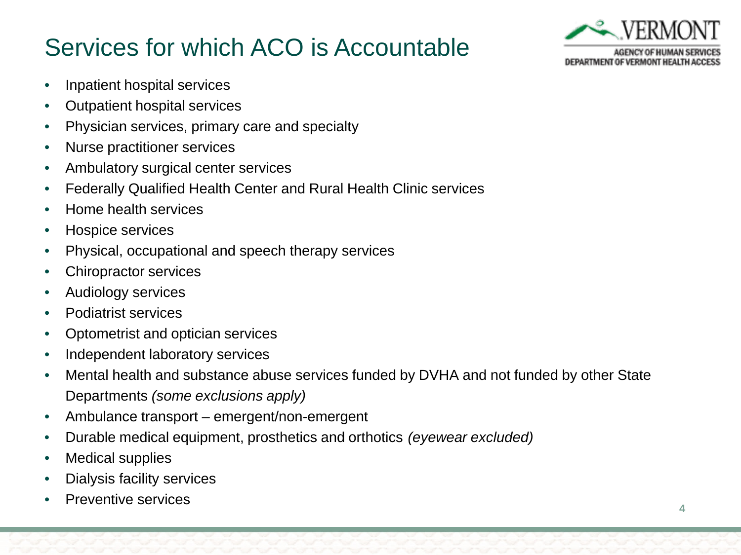# Services for which ACO is Accountable

- Inpatient hospital services
- Outpatient hospital services
- Physician services, primary care and specialty
- Nurse practitioner services
- Ambulatory surgical center services
- Federally Qualified Health Center and Rural Health Clinic services
- Home health services
- Hospice services
- Physical, occupational and speech therapy services
- Chiropractor services
- Audiology services
- Podiatrist services
- Optometrist and optician services
- Independent laboratory services
- Mental health and substance abuse services funded by DVHA and not funded by other State Departments *(some exclusions apply)*
- Ambulance transport – emergent/non-emergent
- Durable medical equipment, prosthetics and orthotics *(eyewear excluded)*
- Medical supplies
- Dialysis facility services
- Preventive services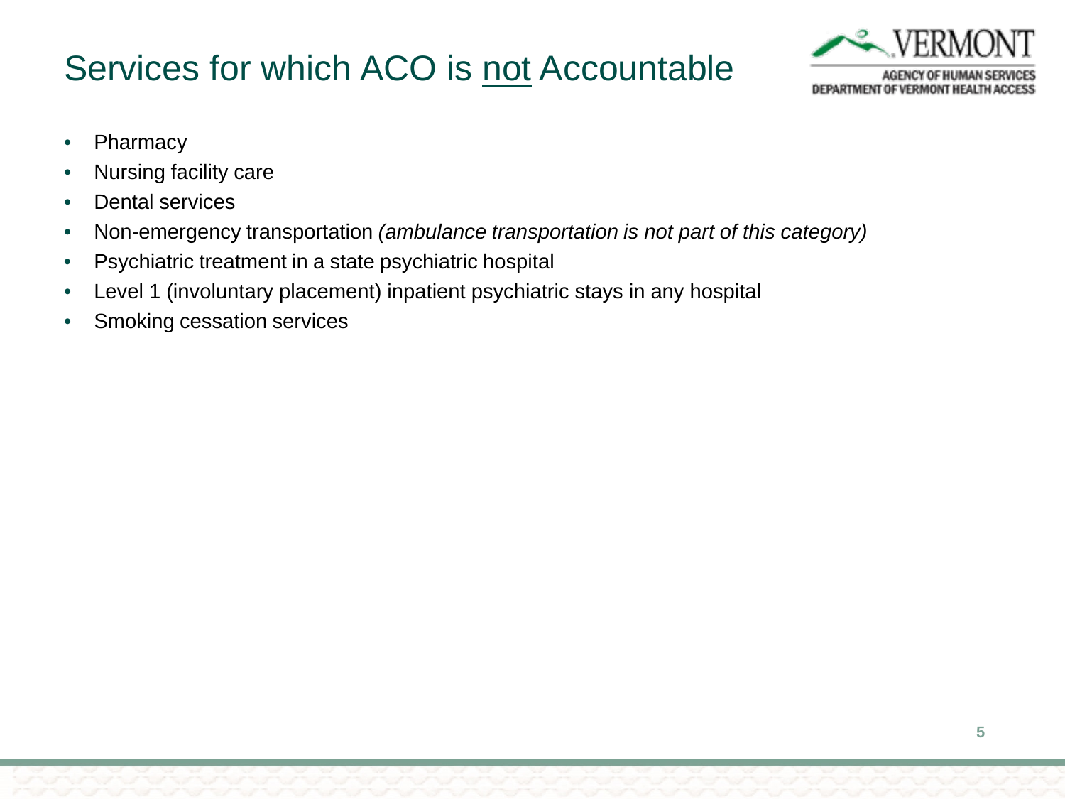# Services for which ACO is not Accountable

- Pharmacy
- Nursing facility care
- Dental services
- Non-emergency transportation *(ambulance transportation is not part of this category)*
- Psychiatric treatment in a state psychiatric hospital
- Level 1 (involuntary placement) inpatient psychiatric stays in any hospital
- Smoking cessation services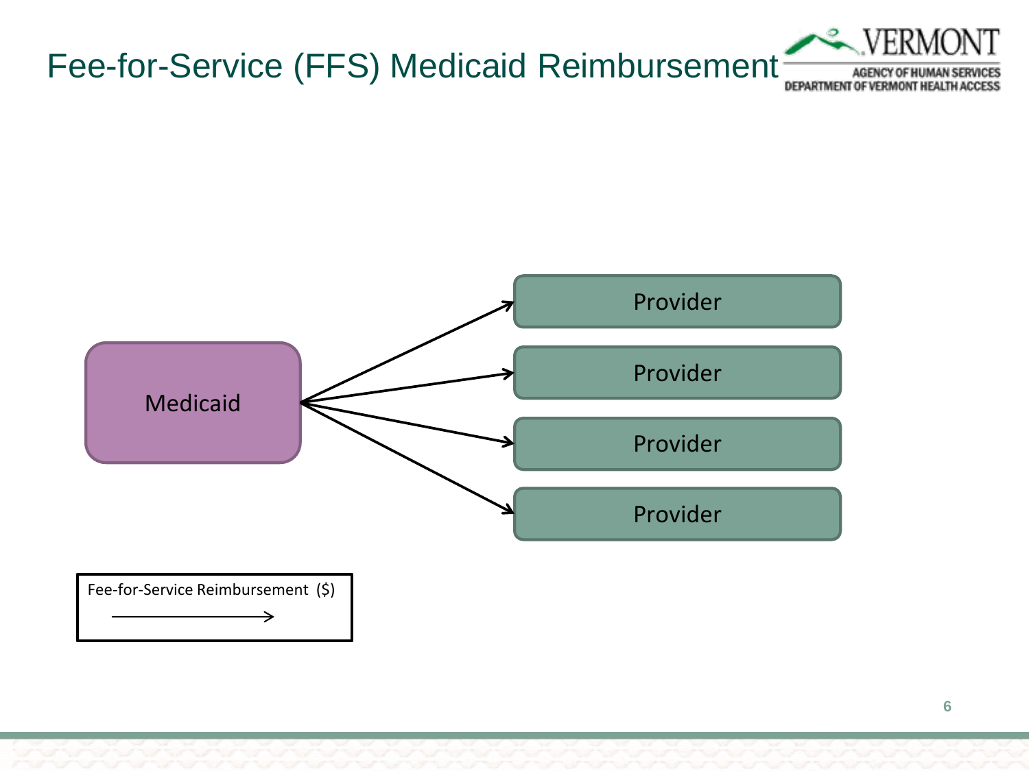# Fee-for-Service (FFS) Medicaid Reimbursement

Medicaid

Provider

Provider

Provider

Provider

Fee-for-Service Reimbursement ($)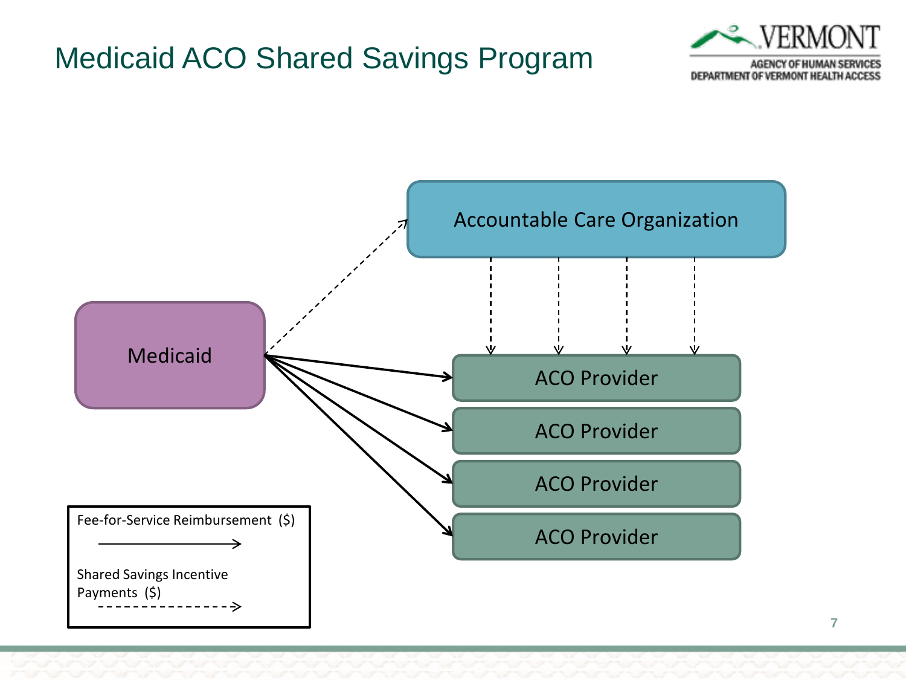# Medicaid ACO Shared Savings Program

Accountable Care Organization

Medicaid

ACO Provider

ACO Provider

ACO Provider

ACO Provider

Fee-for-Service Reimbursement ($)

Shared Savings Incentive Payments ($)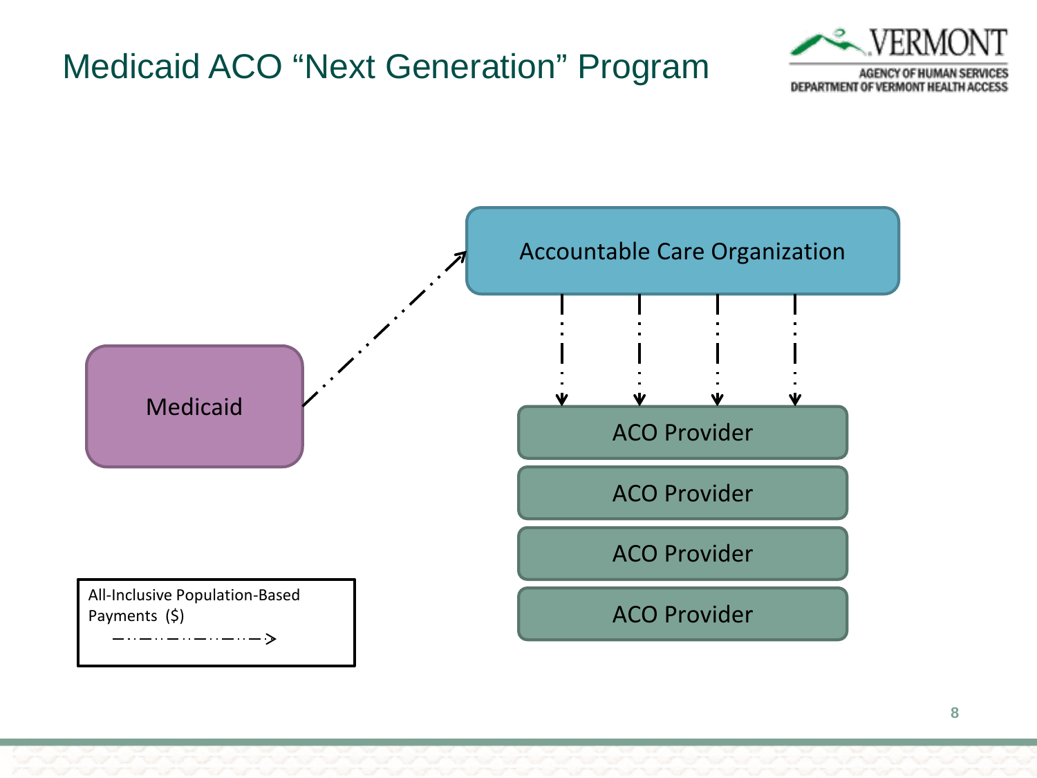# Medicaid ACO "Next Generation" Program

Medicaid

Accountable Care Organization

ACO Provider

ACO Provider

ACO Provider

ACO Provider

All-Inclusive Population-Based Payments ($)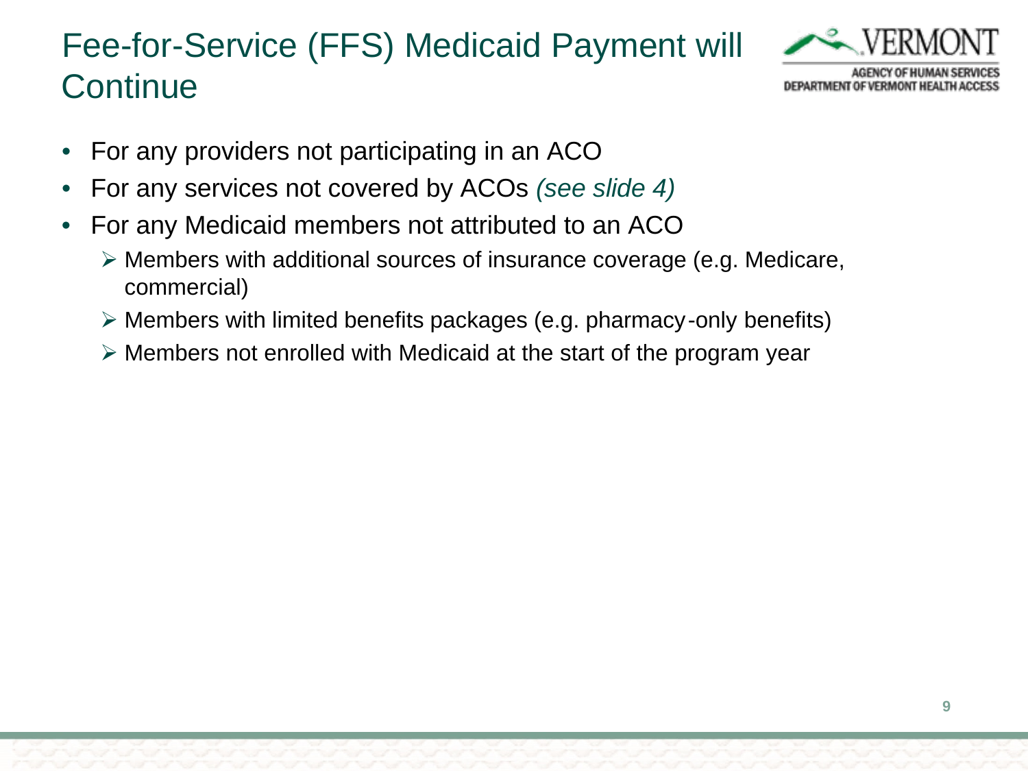# Fee-for-Service (FFS) Medicaid Payment will Continue

- For any providers not participating in an ACO
- For any services not covered by ACOs *(see slide 4)*
- For any Medicaid members not attributed to an ACO
  - Members with additional sources of insurance coverage (e.g. Medicare, commercial)
  - Members with limited benefits packages (e.g. pharmacy-only benefits)
  - Members not enrolled with Medicaid at the start of the program year